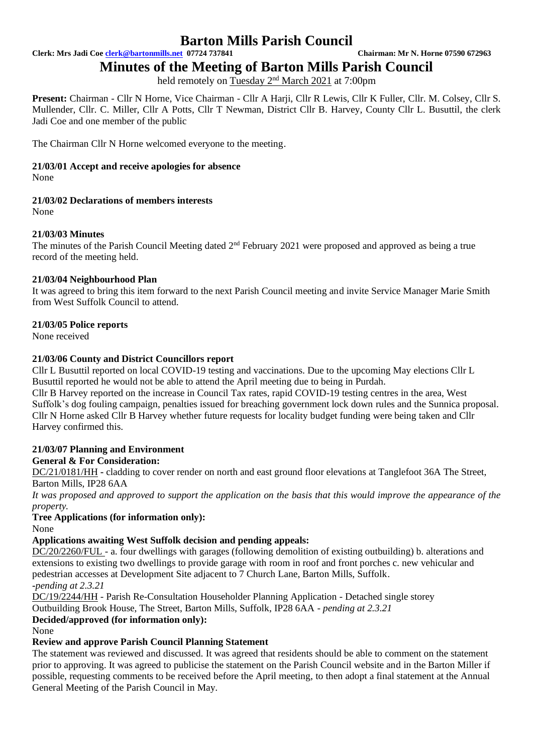# Barton Mills Parish Council

**Clerk: Mrs Jadi Coe clerk@bartonmills.net 07724 737841** **Chairman: Mr N. Horne 07590 672963**

# Minutes of the Meeting of Barton Mills Parish Council

held remotely on Tuesday 2nd March 2021 at 7:00pm

**Present:** Chairman - Cllr N Horne, Vice Chairman - Cllr A Harji, Cllr R Lewis, Cllr K Fuller, Cllr. M. Colsey, Cllr S. Mullender, Cllr. C. Miller, Cllr A Potts, Cllr T Newman, District Cllr B. Harvey, County Cllr L. Busuttil, the clerk Jadi Coe and one member of the public

The Chairman Cllr N Horne welcomed everyone to the meeting.

### 21/03/01 Accept and receive apologies for absence

None

### 21/03/02 Declarations of members interests

None

### 21/03/03 Minutes

The minutes of the Parish Council Meeting dated 2nd February 2021 were proposed and approved as being a true record of the meeting held.

### 21/03/04 Neighbourhood Plan

It was agreed to bring this item forward to the next Parish Council meeting and invite Service Manager Marie Smith from West Suffolk Council to attend.

### 21/03/05 Police reports

None received

### 21/03/06 County and District Councillors report

Cllr L Busuttil reported on local COVID-19 testing and vaccinations. Due to the upcoming May elections Cllr L Busuttil reported he would not be able to attend the April meeting due to being in Purdah.

Cllr B Harvey reported on the increase in Council Tax rates, rapid COVID-19 testing centres in the area, West Suffolk's dog fouling campaign, penalties issued for breaching government lock down rules and the Sunnica proposal.

Cllr N Horne asked Cllr B Harvey whether future requests for locality budget funding were being taken and Cllr Harvey confirmed this.

### 21/03/07 Planning and Environment

**General & For Consideration:**

DC/21/0181/HH - cladding to cover render on north and east ground floor elevations at Tanglefoot 36A The Street, Barton Mills, IP28 6AA

*It was proposed and approved to support the application on the basis that this would improve the appearance of the property.*

**Tree Applications (for information only):**

None

**Applications awaiting West Suffolk decision and pending appeals:**

DC/20/2260/FUL - a. four dwellings with garages (following demolition of existing outbuilding) b. alterations and extensions to existing two dwellings to provide garage with room in roof and front porches c. new vehicular and pedestrian accesses at Development Site adjacent to 7 Church Lane, Barton Mills, Suffolk.
*-pending at 2.3.21*

DC/19/2244/HH - Parish Re-Consultation Householder Planning Application - Detached single storey Outbuilding Brook House, The Street, Barton Mills, Suffolk, IP28 6AA - *pending at 2.3.21*

**Decided/approved (for information only):**

None

**Review and approve Parish Council Planning Statement**

The statement was reviewed and discussed. It was agreed that residents should be able to comment on the statement prior to approving. It was agreed to publicise the statement on the Parish Council website and in the Barton Miller if possible, requesting comments to be received before the April meeting, to then adopt a final statement at the Annual General Meeting of the Parish Council in May.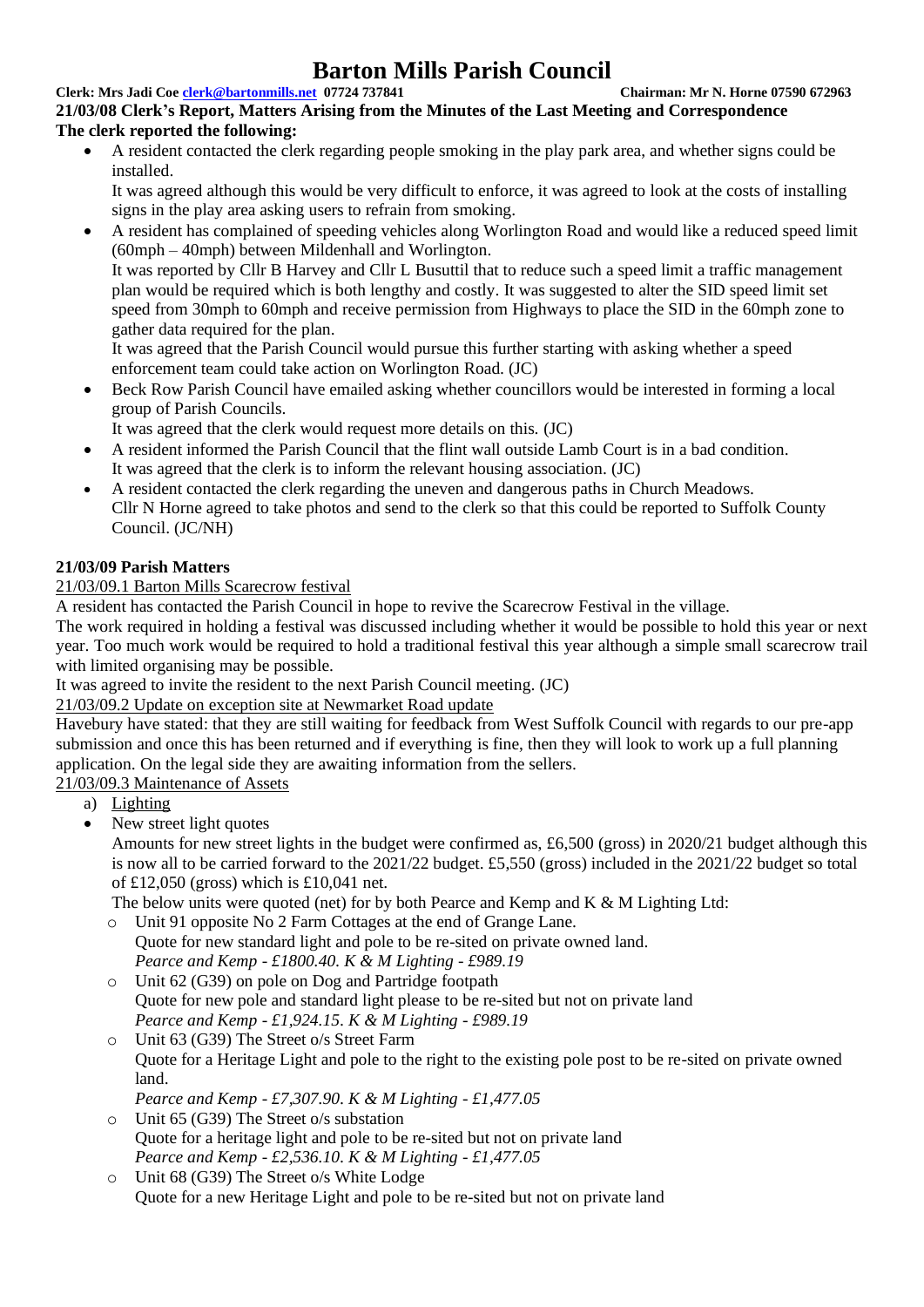# Barton Mills Parish Council

**Clerk: Mrs Jadi Coe clerk@bartonmills.net 07724 737841 Chairman: Mr N. Horne 07590 672963**

**21/03/08 Clerk's Report, Matters Arising from the Minutes of the Last Meeting and Correspondence**

**The clerk reported the following:**

- A resident contacted the clerk regarding people smoking in the play park area, and whether signs could be installed.
  It was agreed although this would be very difficult to enforce, it was agreed to look at the costs of installing signs in the play area asking users to refrain from smoking.
- A resident has complained of speeding vehicles along Worlington Road and would like a reduced speed limit (60mph – 40mph) between Mildenhall and Worlington.
  It was reported by Cllr B Harvey and Cllr L Busuttil that to reduce such a speed limit a traffic management plan would be required which is both lengthy and costly. It was suggested to alter the SID speed limit set speed from 30mph to 60mph and receive permission from Highways to place the SID in the 60mph zone to gather data required for the plan.
  It was agreed that the Parish Council would pursue this further starting with asking whether a speed enforcement team could take action on Worlington Road. (JC)
- Beck Row Parish Council have emailed asking whether councillors would be interested in forming a local group of Parish Councils.
  It was agreed that the clerk would request more details on this. (JC)
- A resident informed the Parish Council that the flint wall outside Lamb Court is in a bad condition.
  It was agreed that the clerk is to inform the relevant housing association. (JC)
- A resident contacted the clerk regarding the uneven and dangerous paths in Church Meadows.
  Cllr N Horne agreed to take photos and send to the clerk so that this could be reported to Suffolk County Council. (JC/NH)

**21/03/09 Parish Matters**

21/03/09.1 Barton Mills Scarecrow festival

A resident has contacted the Parish Council in hope to revive the Scarecrow Festival in the village.
The work required in holding a festival was discussed including whether it would be possible to hold this year or next year. Too much work would be required to hold a traditional festival this year although a simple small scarecrow trail with limited organising may be possible.
It was agreed to invite the resident to the next Parish Council meeting. (JC)

21/03/09.2 Update on exception site at Newmarket Road update

Havebury have stated: that they are still waiting for feedback from West Suffolk Council with regards to our pre-app submission and once this has been returned and if everything is fine, then they will look to work up a full planning application. On the legal side they are awaiting information from the sellers.

21/03/09.3 Maintenance of Assets

a) Lighting

- New street light quotes
  Amounts for new street lights in the budget were confirmed as, £6,500 (gross) in 2020/21 budget although this is now all to be carried forward to the 2021/22 budget. £5,550 (gross) included in the 2021/22 budget so total of £12,050 (gross) which is £10,041 net.
  The below units were quoted (net) for by both Pearce and Kemp and K & M Lighting Ltd:
  - Unit 91 opposite No 2 Farm Cottages at the end of Grange Lane.
    Quote for new standard light and pole to be re-sited on private owned land.
    *Pearce and Kemp - £1800.40. K & M Lighting - £989.19*
  - Unit 62 (G39) on pole on Dog and Partridge footpath
    Quote for new pole and standard light please to be re-sited but not on private land
    *Pearce and Kemp - £1,924.15. K & M Lighting - £989.19*
  - Unit 63 (G39) The Street o/s Street Farm
    Quote for a Heritage Light and pole to the right to the existing pole post to be re-sited on private owned land.
    *Pearce and Kemp - £7,307.90. K & M Lighting - £1,477.05*
  - Unit 65 (G39) The Street o/s substation
    Quote for a heritage light and pole to be re-sited but not on private land
    *Pearce and Kemp - £2,536.10. K & M Lighting - £1,477.05*
  - Unit 68 (G39) The Street o/s White Lodge
    Quote for a new Heritage Light and pole to be re-sited but not on private land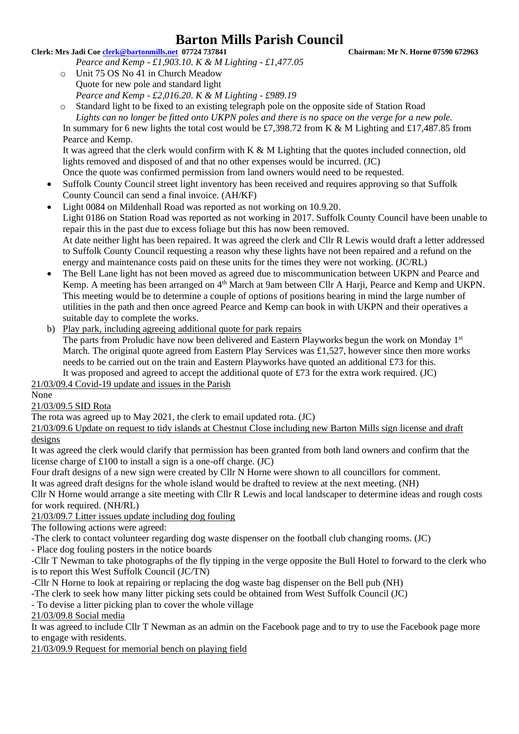*Pearce and Kemp - £1,903.10. K & M Lighting - £1,477.05*

- Unit 75 OS No 41 in Church Meadow
  Quote for new pole and standard light
  *Pearce and Kemp - £2,016.20. K & M Lighting - £989.19*
- Standard light to be fixed to an existing telegraph pole on the opposite side of Station Road
  *Lights can no longer be fitted onto UKPN poles and there is no space on the verge for a new pole.*

In summary for 6 new lights the total cost would be £7,398.72 from K & M Lighting and £17,487.85 from Pearce and Kemp.
It was agreed that the clerk would confirm with K & M Lighting that the quotes included connection, old lights removed and disposed of and that no other expenses would be incurred. (JC)
Once the quote was confirmed permission from land owners would need to be requested.

- Suffolk County Council street light inventory has been received and requires approving so that Suffolk County Council can send a final invoice. (AH/KF)
- Light 0084 on Mildenhall Road was reported as not working on 10.9.20.
  Light 0186 on Station Road was reported as not working in 2017. Suffolk County Council have been unable to repair this in the past due to excess foliage but this has now been removed.
  At date neither light has been repaired. It was agreed the clerk and Cllr R Lewis would draft a letter addressed to Suffolk County Council requesting a reason why these lights have not been repaired and a refund on the energy and maintenance costs paid on these units for the times they were not working. (JC/RL)
- The Bell Lane light has not been moved as agreed due to miscommunication between UKPN and Pearce and Kemp. A meeting has been arranged on 4th March at 9am between Cllr A Harji, Pearce and Kemp and UKPN. This meeting would be to determine a couple of options of positions bearing in mind the large number of utilities in the path and then once agreed Pearce and Kemp can book in with UKPN and their operatives a suitable day to complete the works.

b) Play park, including agreeing additional quote for park repairs
The parts from Proludic have now been delivered and Eastern Playworks begun the work on Monday 1st March. The original quote agreed from Eastern Play Services was £1,527, however since then more works needs to be carried out on the train and Eastern Playworks have quoted an additional £73 for this.
It was proposed and agreed to accept the additional quote of £73 for the extra work required. (JC)

21/03/09.4 Covid-19 update and issues in the Parish

None

21/03/09.5 SID Rota

The rota was agreed up to May 2021, the clerk to email updated rota. (JC)

21/03/09.6 Update on request to tidy islands at Chestnut Close including new Barton Mills sign license and draft designs

It was agreed the clerk would clarify that permission has been granted from both land owners and confirm that the license charge of £100 to install a sign is a one-off charge. (JC)
Four draft designs of a new sign were created by Cllr N Horne were shown to all councillors for comment.
It was agreed draft designs for the whole island would be drafted to review at the next meeting. (NH)
Cllr N Horne would arrange a site meeting with Cllr R Lewis and local landscaper to determine ideas and rough costs for work required. (NH/RL)

21/03/09.7 Litter issues update including dog fouling

The following actions were agreed:
-The clerk to contact volunteer regarding dog waste dispenser on the football club changing rooms. (JC)
- Place dog fouling posters in the notice boards
-Cllr T Newman to take photographs of the fly tipping in the verge opposite the Bull Hotel to forward to the clerk who is to report this West Suffolk Council (JC/TN)
-Cllr N Horne to look at repairing or replacing the dog waste bag dispenser on the Bell pub (NH)
-The clerk to seek how many litter picking sets could be obtained from West Suffolk Council (JC)
- To devise a litter picking plan to cover the whole village

21/03/09.8 Social media

It was agreed to include Cllr T Newman as an admin on the Facebook page and to try to use the Facebook page more to engage with residents.

21/03/09.9 Request for memorial bench on playing field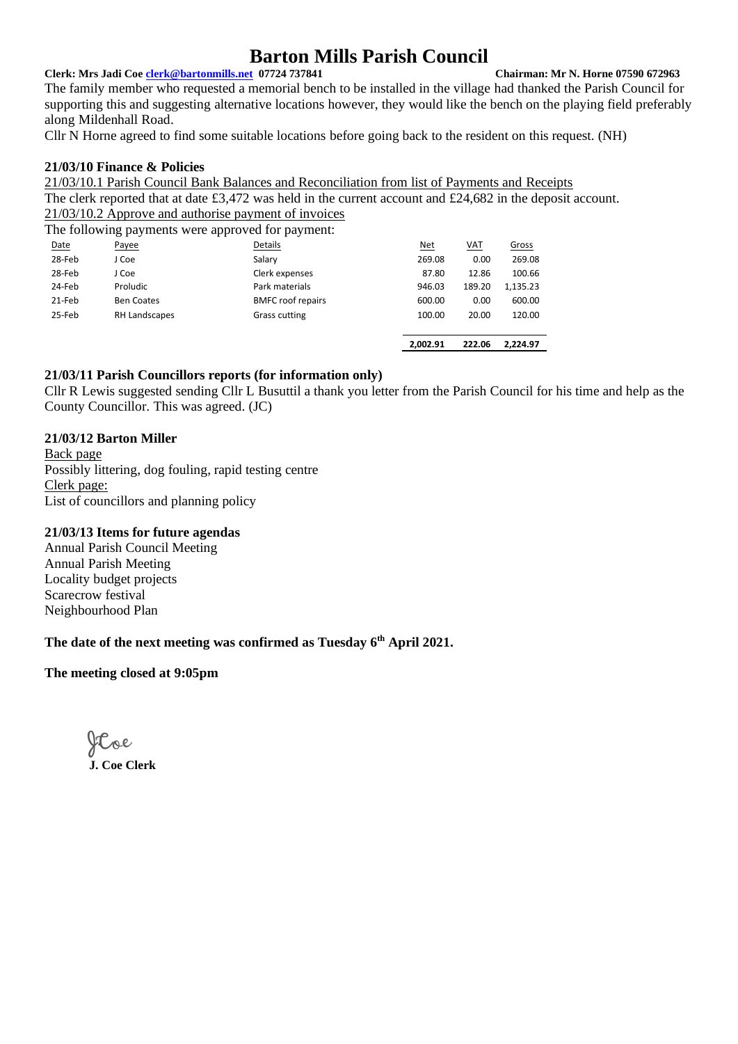# Barton Mills Parish Council

**Clerk: Mrs Jadi Coe [clerk@bartonmills.net](mailto:clerk@bartonmills.net) 07724 737841** **Chairman: Mr N. Horne 07590 672963**

The family member who requested a memorial bench to be installed in the village had thanked the Parish Council for supporting this and suggesting alternative locations however, they would like the bench on the playing field preferably along Mildenhall Road.

Cllr N Horne agreed to find some suitable locations before going back to the resident on this request. (NH)

### 21/03/10 Finance & Policies

21/03/10.1 Parish Council Bank Balances and Reconciliation from list of Payments and Receipts

The clerk reported that at date £3,472 was held in the current account and £24,682 in the deposit account.

21/03/10.2 Approve and authorise payment of invoices

The following payments were approved for payment:

| Date | Payee | Details | Net | VAT | Gross |
|---|---|---|---|---|---|
| 28-Feb | J Coe | Salary | 269.08 | 0.00 | 269.08 |
| 28-Feb | J Coe | Clerk expenses | 87.80 | 12.86 | 100.66 |
| 24-Feb | Proludic | Park materials | 946.03 | 189.20 | 1,135.23 |
| 21-Feb | Ben Coates | BMFC roof repairs | 600.00 | 0.00 | 600.00 |
| 25-Feb | RH Landscapes | Grass cutting | 100.00 | 20.00 | 120.00 |
| | | | **2,002.91** | **222.06** | **2,224.97** |

### 21/03/11 Parish Councillors reports (for information only)

Cllr R Lewis suggested sending Cllr L Busuttil a thank you letter from the Parish Council for his time and help as the County Councillor. This was agreed. (JC)

### 21/03/12 Barton Miller

Back page

Possibly littering, dog fouling, rapid testing centre

Clerk page:

List of councillors and planning policy

### 21/03/13 Items for future agendas

Annual Parish Council Meeting
Annual Parish Meeting
Locality budget projects
Scarecrow festival
Neighbourhood Plan

**The date of the next meeting was confirmed as Tuesday 6th April 2021.**

**The meeting closed at 9:05pm**

JCoe

**J. Coe Clerk**